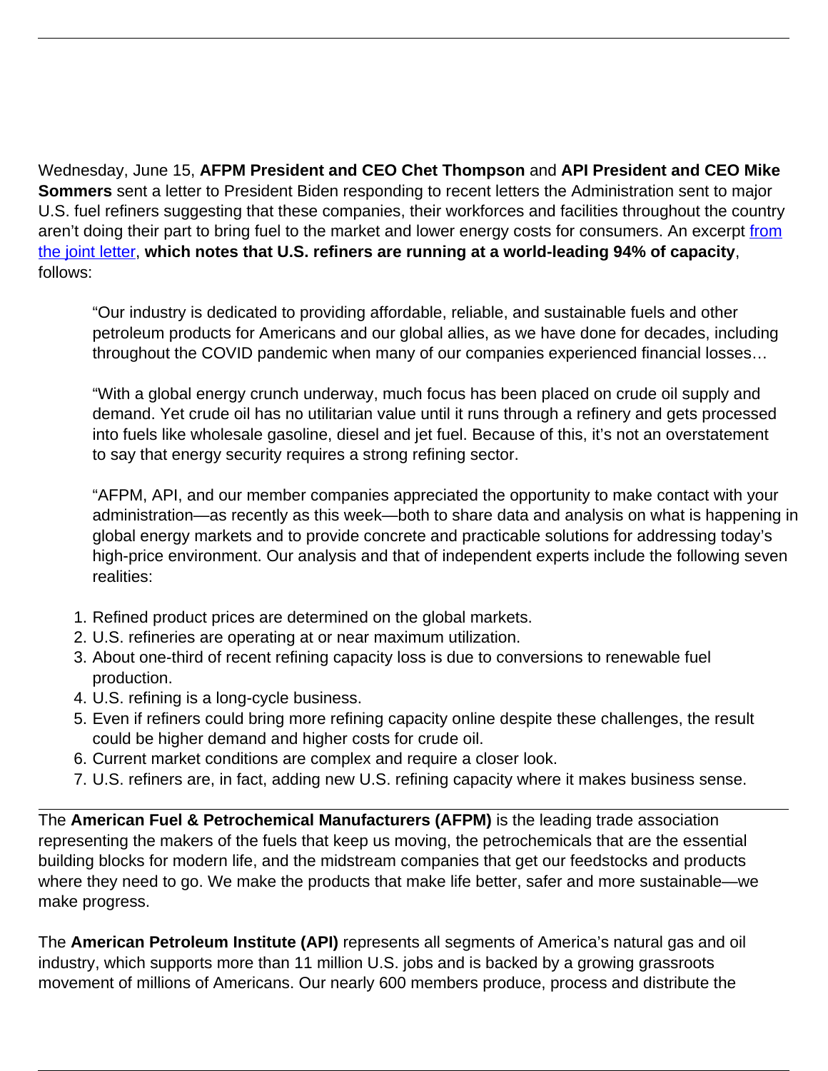Wednesday, June 15, **AFPM President and CEO Chet Thompson** and **API President and CEO Mike Sommers** sent a letter to President Biden responding to recent letters the Administration sent to major U.S. fuel refiners suggesting that these companies, their workforces and facilities throughout the country aren't doing their part to bring fuel to the market and lower energy costs for consumers. An excerpt [from the joint letter](), **which notes that U.S. refiners are running at a world-leading 94% of capacity**, follows:

> "Our industry is dedicated to providing affordable, reliable, and sustainable fuels and other petroleum products for Americans and our global allies, as we have done for decades, including throughout the COVID pandemic when many of our companies experienced financial losses…
>
> "With a global energy crunch underway, much focus has been placed on crude oil supply and demand. Yet crude oil has no utilitarian value until it runs through a refinery and gets processed into fuels like wholesale gasoline, diesel and jet fuel. Because of this, it's not an overstatement to say that energy security requires a strong refining sector.
>
> "AFPM, API, and our member companies appreciated the opportunity to make contact with your administration—as recently as this week—both to share data and analysis on what is happening in global energy markets and to provide concrete and practicable solutions for addressing today's high-price environment. Our analysis and that of independent experts include the following seven realities:

1. Refined product prices are determined on the global markets.
2. U.S. refineries are operating at or near maximum utilization.
3. About one-third of recent refining capacity loss is due to conversions to renewable fuel production.
4. U.S. refining is a long-cycle business.
5. Even if refiners could bring more refining capacity online despite these challenges, the result could be higher demand and higher costs for crude oil.
6. Current market conditions are complex and require a closer look.
7. U.S. refiners are, in fact, adding new U.S. refining capacity where it makes business sense.

---

The **American Fuel & Petrochemical Manufacturers (AFPM)** is the leading trade association representing the makers of the fuels that keep us moving, the petrochemicals that are the essential building blocks for modern life, and the midstream companies that get our feedstocks and products where they need to go. We make the products that make life better, safer and more sustainable—we make progress.

The **American Petroleum Institute (API)** represents all segments of America's natural gas and oil industry, which supports more than 11 million U.S. jobs and is backed by a growing grassroots movement of millions of Americans. Our nearly 600 members produce, process and distribute the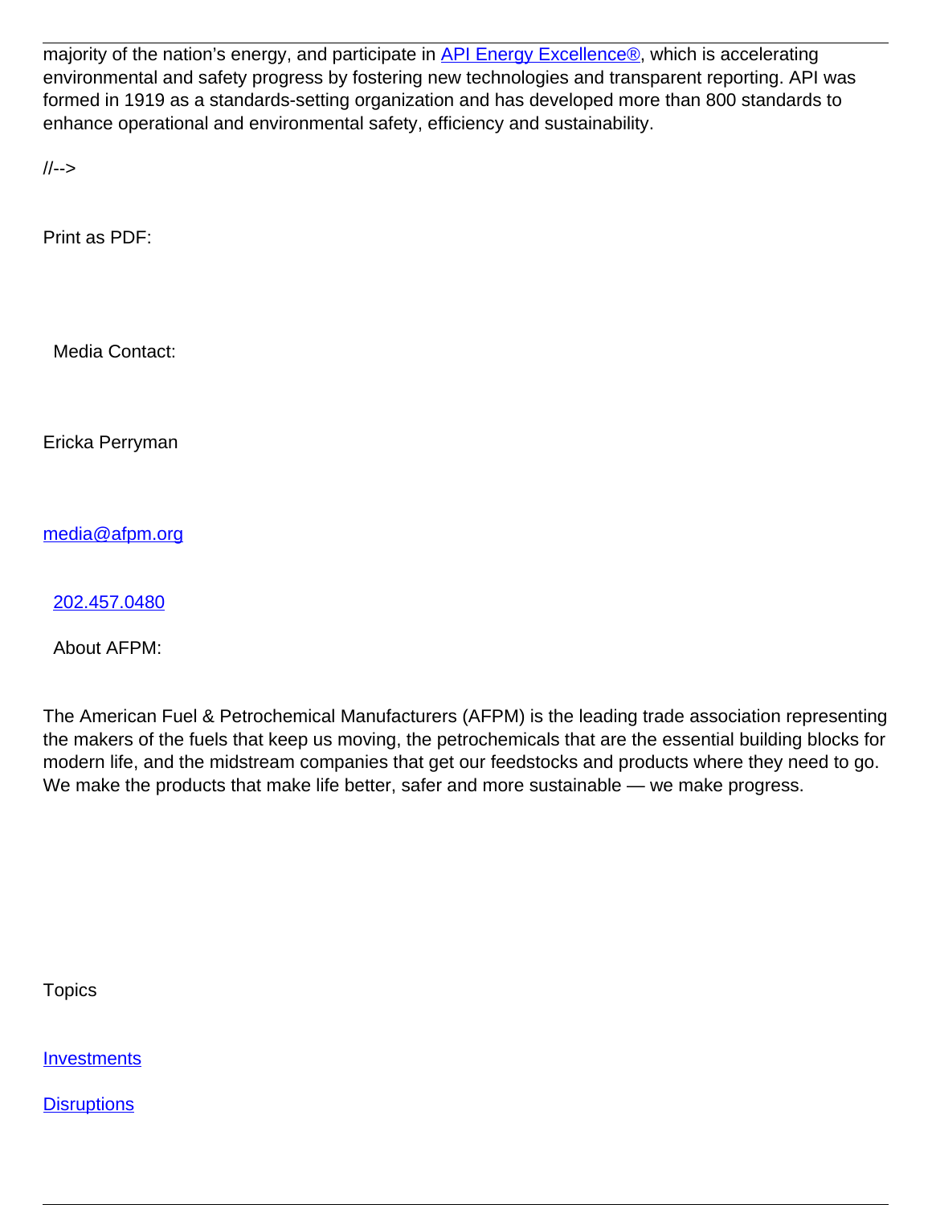majority of the nation's energy, and participate in [API Energy Excellence®](), which is accelerating environmental and safety progress by fostering new technologies and transparent reporting. API was formed in 1919 as a standards-setting organization and has developed more than 800 standards to enhance operational and environmental safety, efficiency and sustainability.

//-->

Print as PDF:

Media Contact:

Ericka Perryman

media@afpm.org

202.457.0480

About AFPM:

The American Fuel & Petrochemical Manufacturers (AFPM) is the leading trade association representing the makers of the fuels that keep us moving, the petrochemicals that are the essential building blocks for modern life, and the midstream companies that get our feedstocks and products where they need to go. We make the products that make life better, safer and more sustainable — we make progress.

Topics

Investments

Disruptions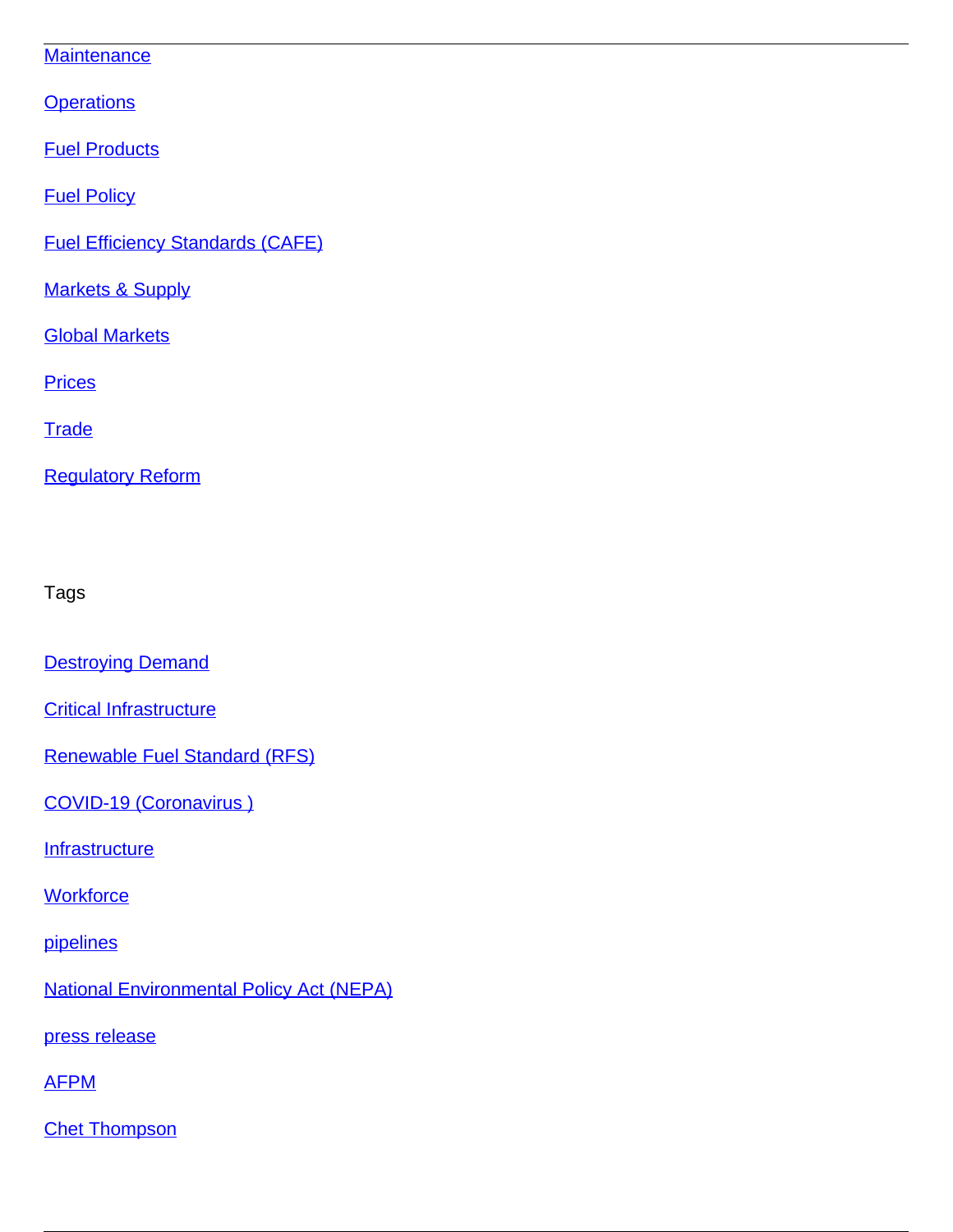Maintenance

Operations

Fuel Products

Fuel Policy

Fuel Efficiency Standards (CAFE)

Markets & Supply

Global Markets

Prices

Trade

Regulatory Reform

Tags

Destroying Demand

Critical Infrastructure

Renewable Fuel Standard (RFS)

COVID-19 (Coronavirus )

Infrastructure

Workforce

pipelines

National Environmental Policy Act (NEPA)

press release

AFPM

Chet Thompson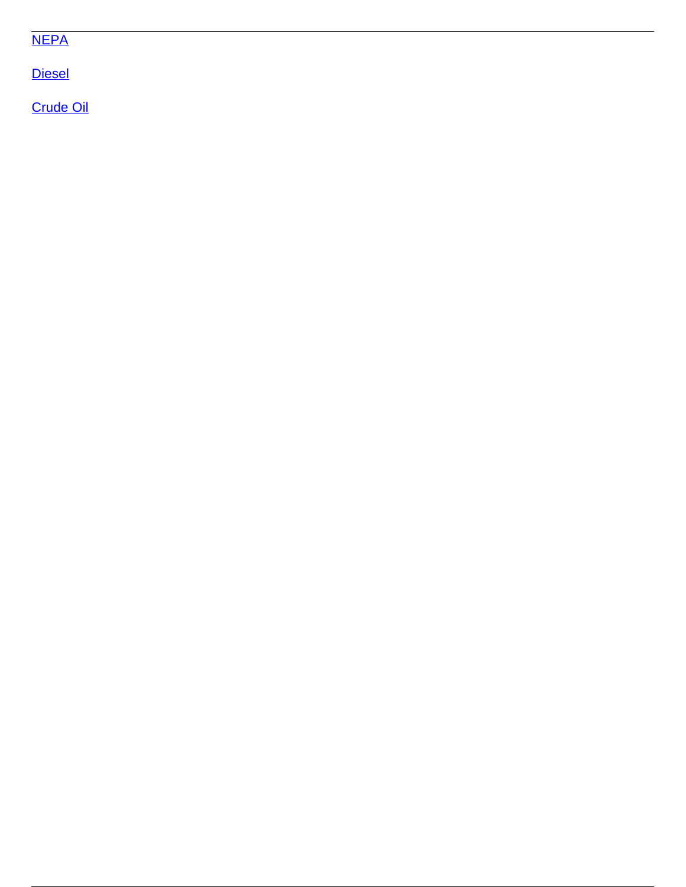NEPA

Diesel

Crude Oil